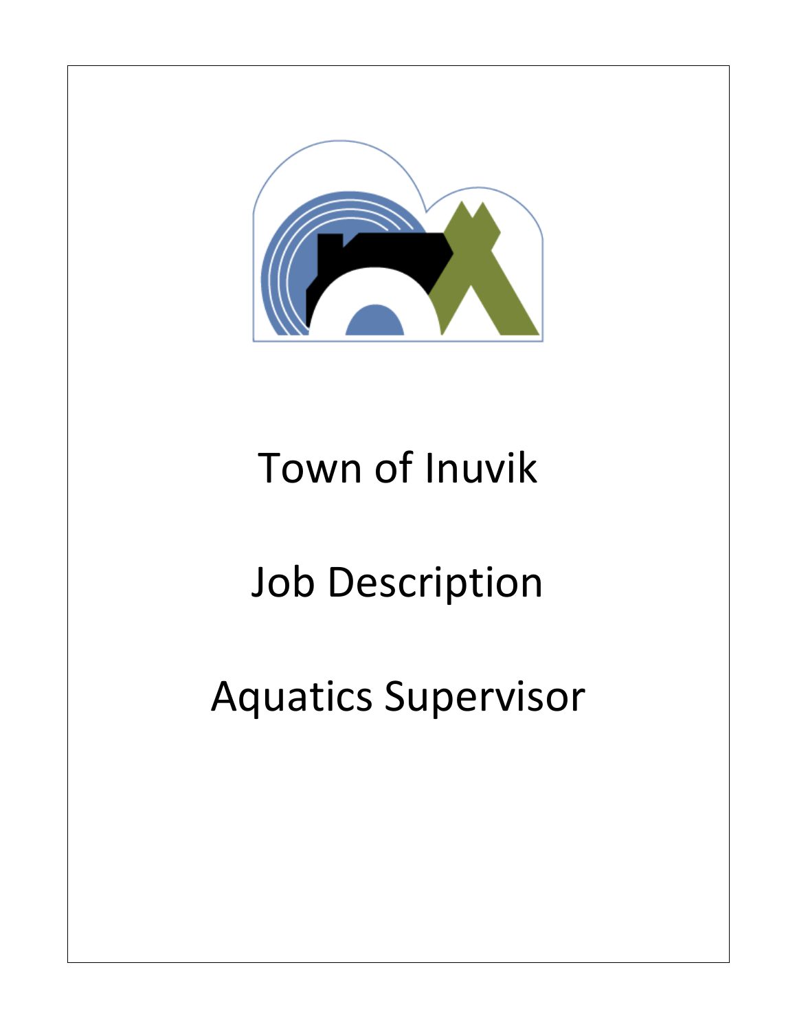# Town of Inuvik

# Job Description

# Aquatics Supervisor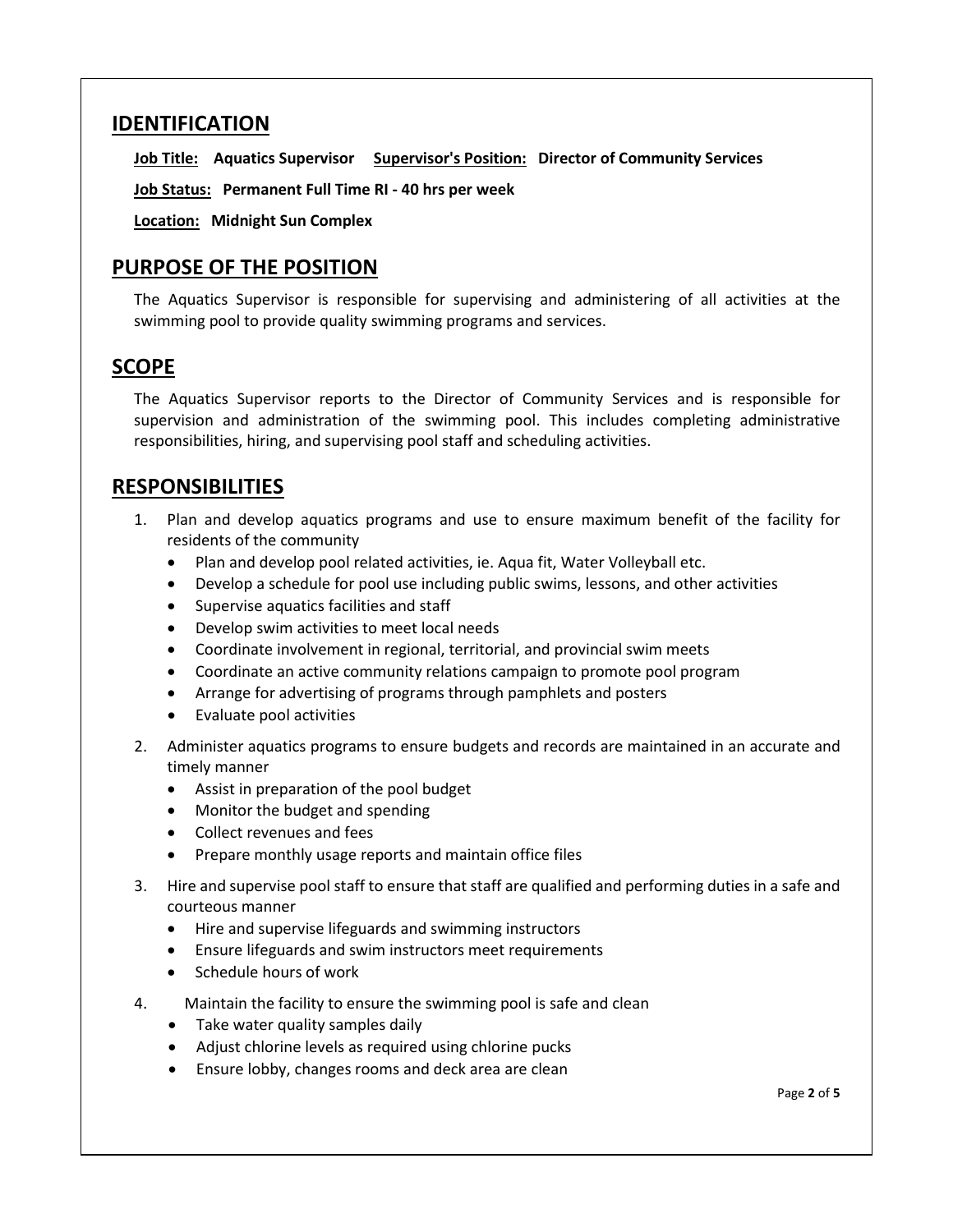## IDENTIFICATION

**Job Title:** **Aquatics Supervisor** **Supervisor's Position:** **Director of Community Services**

**Job Status:** **Permanent Full Time RI - 40 hrs per week**

**Location:** **Midnight Sun Complex**

## PURPOSE OF THE POSITION

The Aquatics Supervisor is responsible for supervising and administering of all activities at the swimming pool to provide quality swimming programs and services.

## SCOPE

The Aquatics Supervisor reports to the Director of Community Services and is responsible for supervision and administration of the swimming pool. This includes completing administrative responsibilities, hiring, and supervising pool staff and scheduling activities.

## RESPONSIBILITIES

1. Plan and develop aquatics programs and use to ensure maximum benefit of the facility for residents of the community
   - Plan and develop pool related activities, ie. Aqua fit, Water Volleyball etc.
   - Develop a schedule for pool use including public swims, lessons, and other activities
   - Supervise aquatics facilities and staff
   - Develop swim activities to meet local needs
   - Coordinate involvement in regional, territorial, and provincial swim meets
   - Coordinate an active community relations campaign to promote pool program
   - Arrange for advertising of programs through pamphlets and posters
   - Evaluate pool activities
2. Administer aquatics programs to ensure budgets and records are maintained in an accurate and timely manner
   - Assist in preparation of the pool budget
   - Monitor the budget and spending
   - Collect revenues and fees
   - Prepare monthly usage reports and maintain office files
3. Hire and supervise pool staff to ensure that staff are qualified and performing duties in a safe and courteous manner
   - Hire and supervise lifeguards and swimming instructors
   - Ensure lifeguards and swim instructors meet requirements
   - Schedule hours of work
4. Maintain the facility to ensure the swimming pool is safe and clean
   - Take water quality samples daily
   - Adjust chlorine levels as required using chlorine pucks
   - Ensure lobby, changes rooms and deck area are clean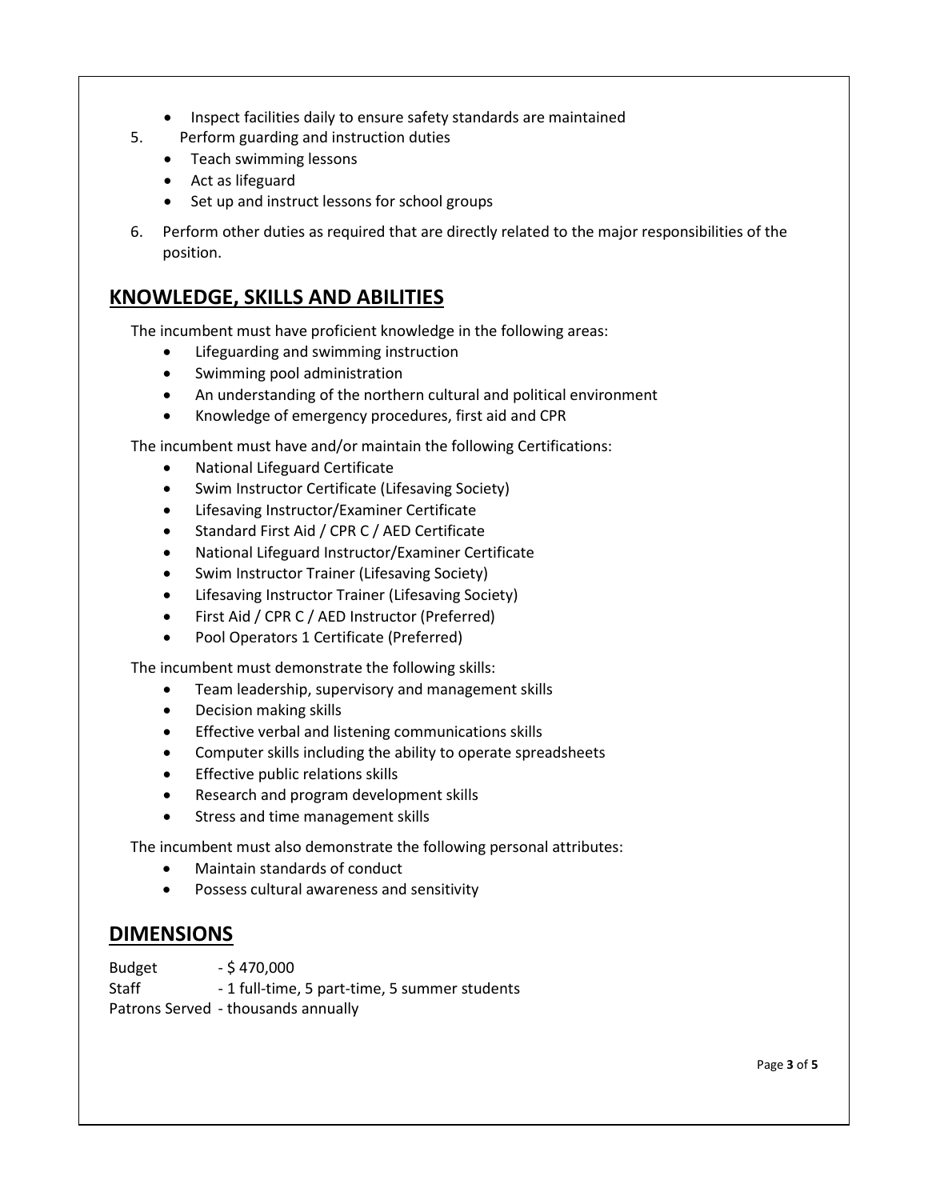- Inspect facilities daily to ensure safety standards are maintained

5. Perform guarding and instruction duties
   - Teach swimming lessons
   - Act as lifeguard
   - Set up and instruct lessons for school groups

6. Perform other duties as required that are directly related to the major responsibilities of the position.

## KNOWLEDGE, SKILLS AND ABILITIES

The incumbent must have proficient knowledge in the following areas:

- Lifeguarding and swimming instruction
- Swimming pool administration
- An understanding of the northern cultural and political environment
- Knowledge of emergency procedures, first aid and CPR

The incumbent must have and/or maintain the following Certifications:

- National Lifeguard Certificate
- Swim Instructor Certificate (Lifesaving Society)
- Lifesaving Instructor/Examiner Certificate
- Standard First Aid / CPR C / AED Certificate
- National Lifeguard Instructor/Examiner Certificate
- Swim Instructor Trainer (Lifesaving Society)
- Lifesaving Instructor Trainer (Lifesaving Society)
- First Aid / CPR C / AED Instructor (Preferred)
- Pool Operators 1 Certificate (Preferred)

The incumbent must demonstrate the following skills:

- Team leadership, supervisory and management skills
- Decision making skills
- Effective verbal and listening communications skills
- Computer skills including the ability to operate spreadsheets
- Effective public relations skills
- Research and program development skills
- Stress and time management skills

The incumbent must also demonstrate the following personal attributes:

- Maintain standards of conduct
- Possess cultural awareness and sensitivity

## DIMENSIONS

Budget - $ 470,000
Staff - 1 full-time, 5 part-time, 5 summer students
Patrons Served - thousands annually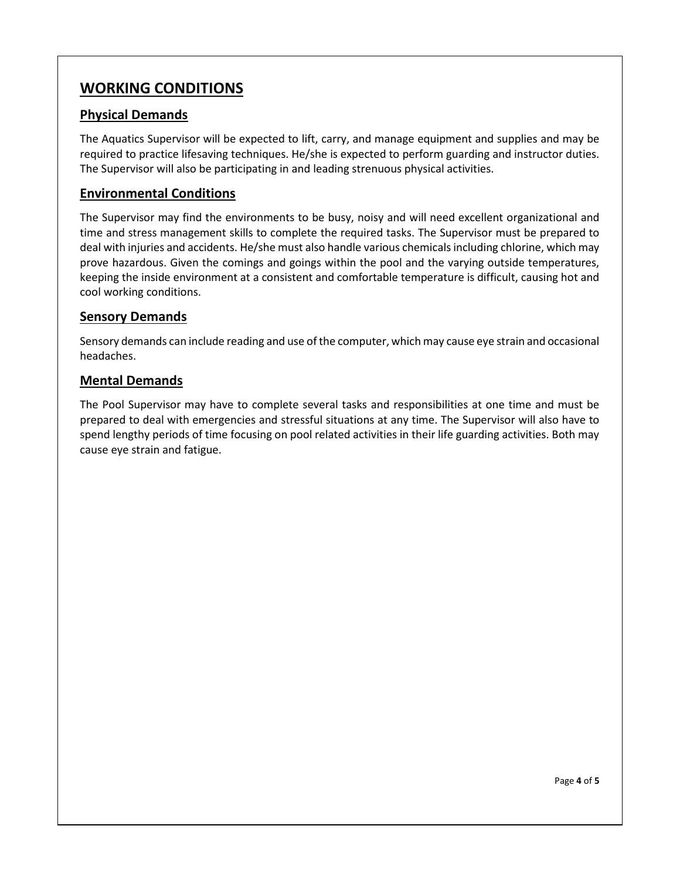## WORKING CONDITIONS

### Physical Demands

The Aquatics Supervisor will be expected to lift, carry, and manage equipment and supplies and may be required to practice lifesaving techniques. He/she is expected to perform guarding and instructor duties. The Supervisor will also be participating in and leading strenuous physical activities.

### Environmental Conditions

The Supervisor may find the environments to be busy, noisy and will need excellent organizational and time and stress management skills to complete the required tasks. The Supervisor must be prepared to deal with injuries and accidents. He/she must also handle various chemicals including chlorine, which may prove hazardous. Given the comings and goings within the pool and the varying outside temperatures, keeping the inside environment at a consistent and comfortable temperature is difficult, causing hot and cool working conditions.

### Sensory Demands

Sensory demands can include reading and use of the computer, which may cause eye strain and occasional headaches.

### Mental Demands

The Pool Supervisor may have to complete several tasks and responsibilities at one time and must be prepared to deal with emergencies and stressful situations at any time. The Supervisor will also have to spend lengthy periods of time focusing on pool related activities in their life guarding activities. Both may cause eye strain and fatigue.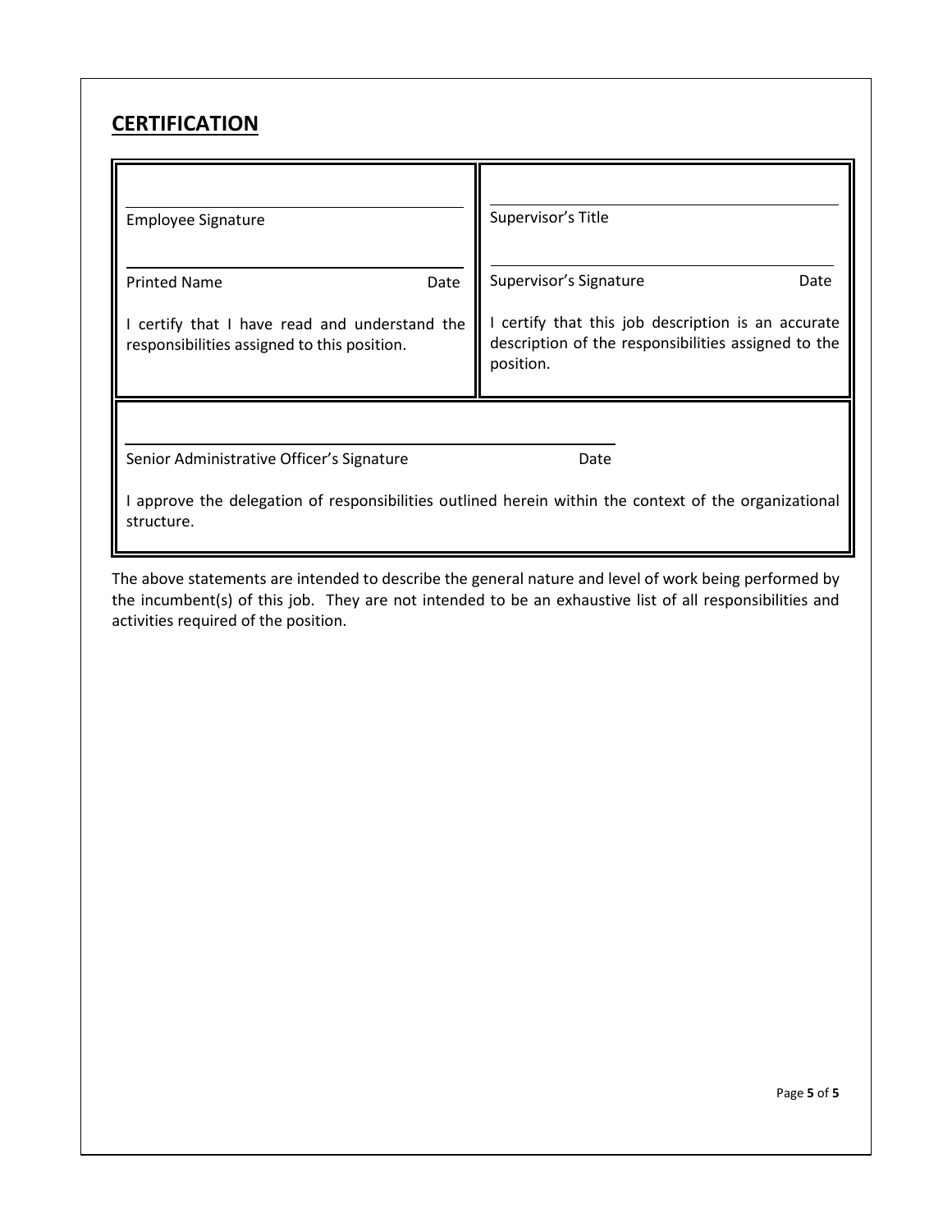## CERTIFICATION

| | |
|---|---|
| Employee Signature<br><br>Printed Name Date<br><br>I certify that I have read and understand the responsibilities assigned to this position. | Supervisor's Title<br><br>Supervisor's Signature Date<br><br>I certify that this job description is an accurate description of the responsibilities assigned to the position. |

| |
|---|
| Senior Administrative Officer's Signature Date<br><br>I approve the delegation of responsibilities outlined herein within the context of the organizational structure. |

The above statements are intended to describe the general nature and level of work being performed by the incumbent(s) of this job. They are not intended to be an exhaustive list of all responsibilities and activities required of the position.